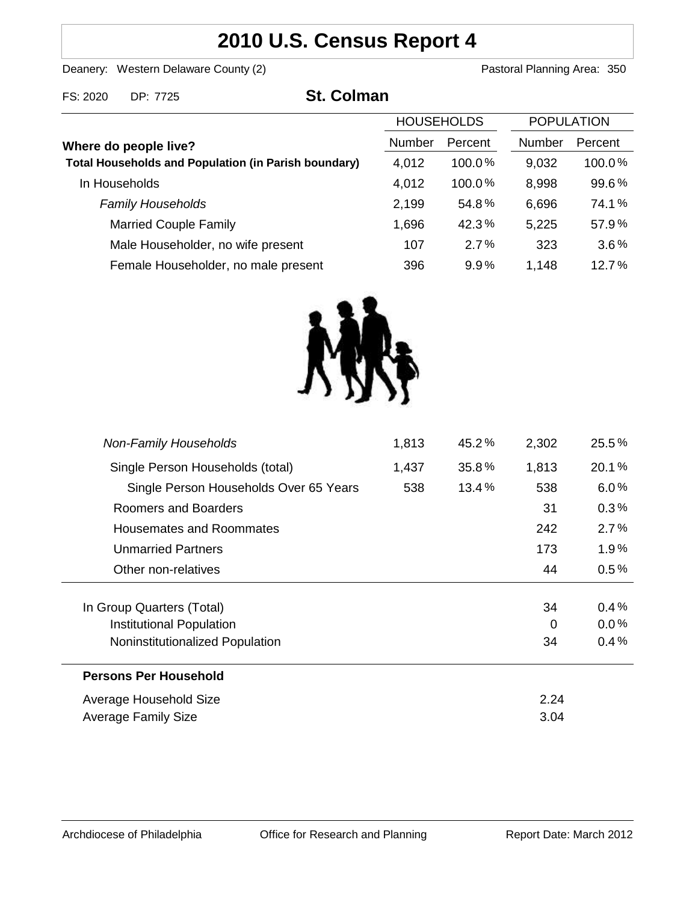# 2010 U.S. Census Report 4

Deanery: Western Delaware County (2) | Pastoral Planning Area: 350

FS: 2020 DP: 7725

## St. Colman

| Where do people live? | HOUSEHOLDS Number | HOUSEHOLDS Percent | POPULATION Number | POPULATION Percent |
|---|---|---|---|---|
| **Total Households and Population (in Parish boundary)** | 4,012 | 100.0% | 9,032 | 100.0% |
| In Households | 4,012 | 100.0% | 8,998 | 99.6% |
| *Family Households* | 2,199 | 54.8% | 6,696 | 74.1% |
| Married Couple Family | 1,696 | 42.3% | 5,225 | 57.9% |
| Male Householder, no wife present | 107 | 2.7% | 323 | 3.6% |
| Female Householder, no male present | 396 | 9.9% | 1,148 | 12.7% |
| *Non-Family Households* | 1,813 | 45.2% | 2,302 | 25.5% |
| Single Person Households (total) | 1,437 | 35.8% | 1,813 | 20.1% |
| Single Person Households Over 65 Years | 538 | 13.4% | 538 | 6.0% |
| Roomers and Boarders | | | 31 | 0.3% |
| Housemates and Roommates | | | 242 | 2.7% |
| Unmarried Partners | | | 173 | 1.9% |
| Other non-relatives | | | 44 | 0.5% |
| In Group Quarters (Total) | | | 34 | 0.4% |
| Institutional Population | | | 0 | 0.0% |
| Noninstitutionalized Population | | | 34 | 0.4% |

**Persons Per Household**

| | |
|---|---|
| Average Household Size | 2.24 |
| Average Family Size | 3.04 |

Archdiocese of Philadelphia | Office for Research and Planning | Report Date: March 2012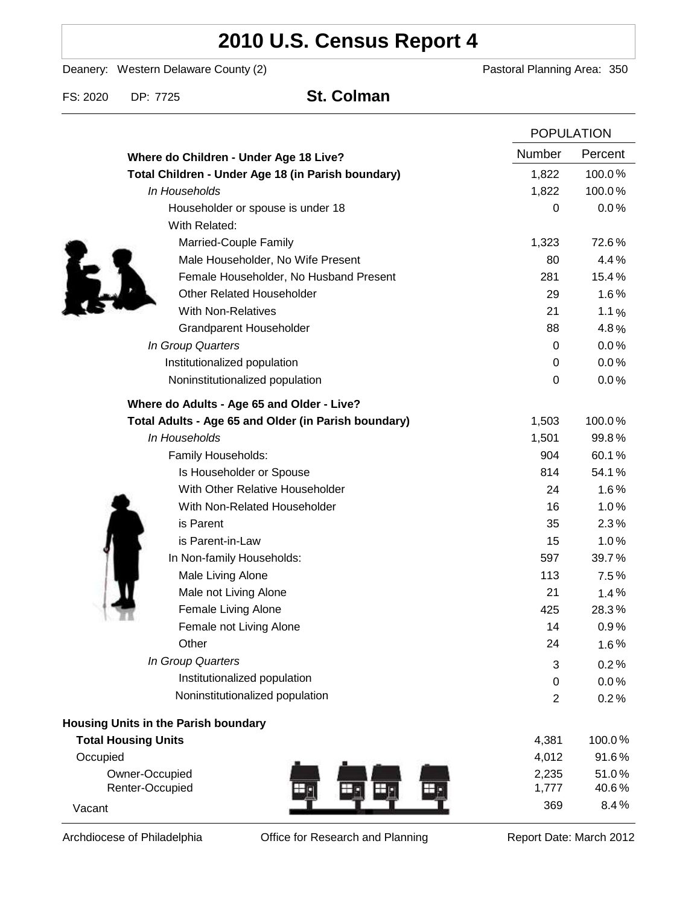# 2010 U.S. Census Report 4

Deanery: Western Delaware County (2) | Pastoral Planning Area: 350

FS: 2020 | DP: 7725

## St. Colman

| | POPULATION | |
|---|---|---|
| **Where do Children - Under Age 18 Live?** | Number | Percent |
| **Total Children - Under Age 18 (in Parish boundary)** | 1,822 | 100.0% |
| *In Households* | 1,822 | 100.0% |
| Householder or spouse is under 18 | 0 | 0.0% |
| With Related: | | |
| Married-Couple Family | 1,323 | 72.6% |
| Male Householder, No Wife Present | 80 | 4.4% |
| Female Householder, No Husband Present | 281 | 15.4% |
| Other Related Householder | 29 | 1.6% |
| With Non-Relatives | 21 | 1.1% |
| Grandparent Householder | 88 | 4.8% |
| *In Group Quarters* | 0 | 0.0% |
| Institutionalized population | 0 | 0.0% |
| Noninstitutionalized population | 0 | 0.0% |
| **Where do Adults - Age 65 and Older - Live?** | | |
| **Total Adults - Age 65 and Older (in Parish boundary)** | 1,503 | 100.0% |
| *In Households* | 1,501 | 99.8% |
| Family Households: | 904 | 60.1% |
| Is Householder or Spouse | 814 | 54.1% |
| With Other Relative Householder | 24 | 1.6% |
| With Non-Related Householder | 16 | 1.0% |
| is Parent | 35 | 2.3% |
| is Parent-in-Law | 15 | 1.0% |
| In Non-family Households: | 597 | 39.7% |
| Male Living Alone | 113 | 7.5% |
| Male not Living Alone | 21 | 1.4% |
| Female Living Alone | 425 | 28.3% |
| Female not Living Alone | 14 | 0.9% |
| Other | 24 | 1.6% |
| *In Group Quarters* | 3 | 0.2% |
| Institutionalized population | 0 | 0.0% |
| Noninstitutionalized population | 2 | 0.2% |
| **Housing Units in the Parish boundary** | | |
| **Total Housing Units** | 4,381 | 100.0% |
| Occupied | 4,012 | 91.6% |
| Owner-Occupied | 2,235 | 51.0% |
| Renter-Occupied | 1,777 | 40.6% |
| Vacant | 369 | 8.4% |

Archdiocese of Philadelphia | Office for Research and Planning | Report Date: March 2012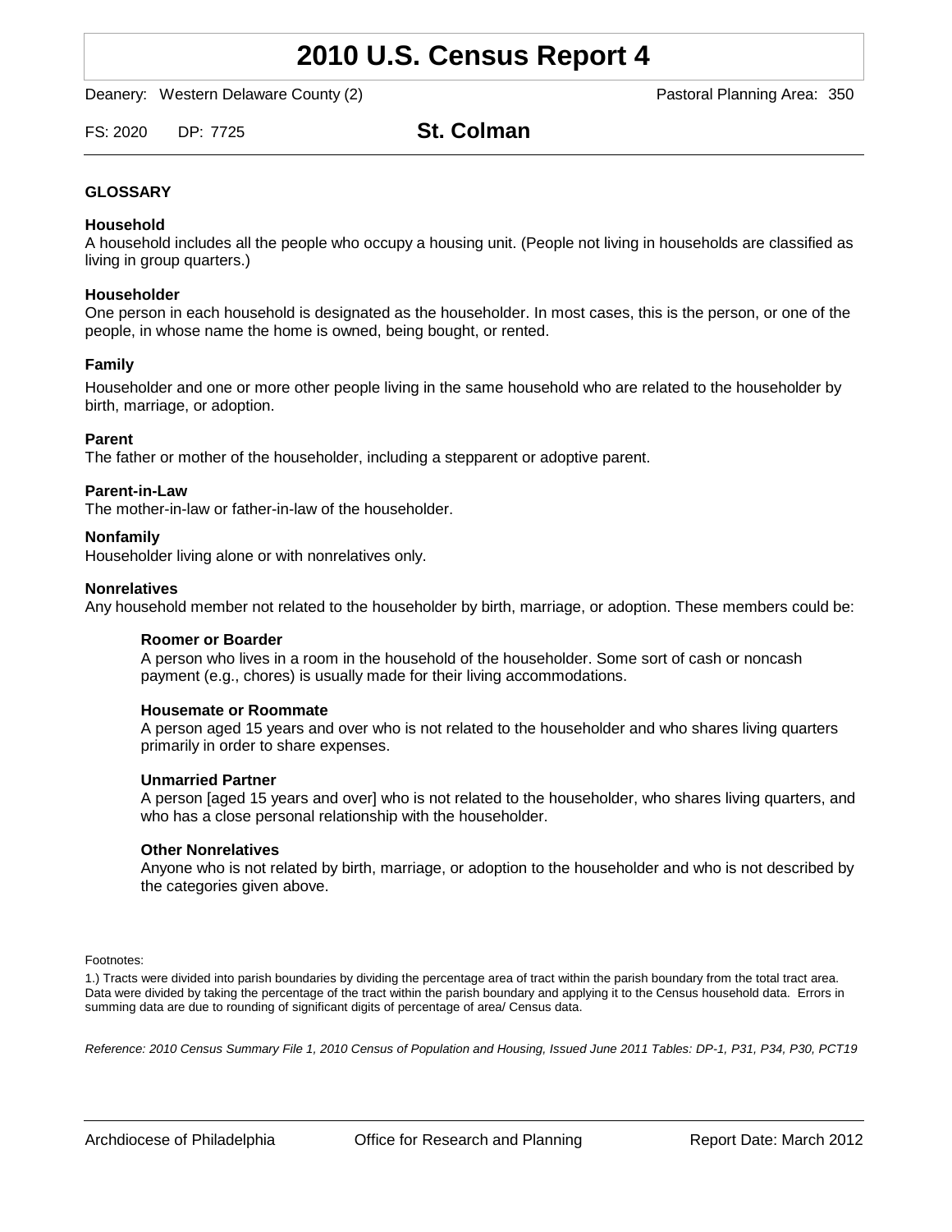# 2010 U.S. Census Report 4

Deanery: Western Delaware County (2) Pastoral Planning Area: 350

FS: 2020 DP: 7725

## St. Colman

### GLOSSARY

**Household**
A household includes all the people who occupy a housing unit. (People not living in households are classified as living in group quarters.)

**Householder**
One person in each household is designated as the householder. In most cases, this is the person, or one of the people, in whose name the home is owned, being bought, or rented.

**Family**
Householder and one or more other people living in the same household who are related to the householder by birth, marriage, or adoption.

**Parent**
The father or mother of the householder, including a stepparent or adoptive parent.

**Parent-in-Law**
The mother-in-law or father-in-law of the householder.

**Nonfamily**
Householder living alone or with nonrelatives only.

**Nonrelatives**
Any household member not related to the householder by birth, marriage, or adoption. These members could be:

> **Roomer or Boarder**
> A person who lives in a room in the household of the householder. Some sort of cash or noncash payment (e.g., chores) is usually made for their living accommodations.
>
> **Housemate or Roommate**
> A person aged 15 years and over who is not related to the householder and who shares living quarters primarily in order to share expenses.
>
> **Unmarried Partner**
> A person [aged 15 years and over] who is not related to the householder, who shares living quarters, and who has a close personal relationship with the householder.
>
> **Other Nonrelatives**
> Anyone who is not related by birth, marriage, or adoption to the householder and who is not described by the categories given above.

Footnotes:

1.) Tracts were divided into parish boundaries by dividing the percentage area of tract within the parish boundary from the total tract area. Data were divided by taking the percentage of the tract within the parish boundary and applying it to the Census household data. Errors in summing data are due to rounding of significant digits of percentage of area/ Census data.

*Reference: 2010 Census Summary File 1, 2010 Census of Population and Housing, Issued June 2011 Tables: DP-1, P31, P34, P30, PCT19*

Archdiocese of Philadelphia Office for Research and Planning Report Date: March 2012